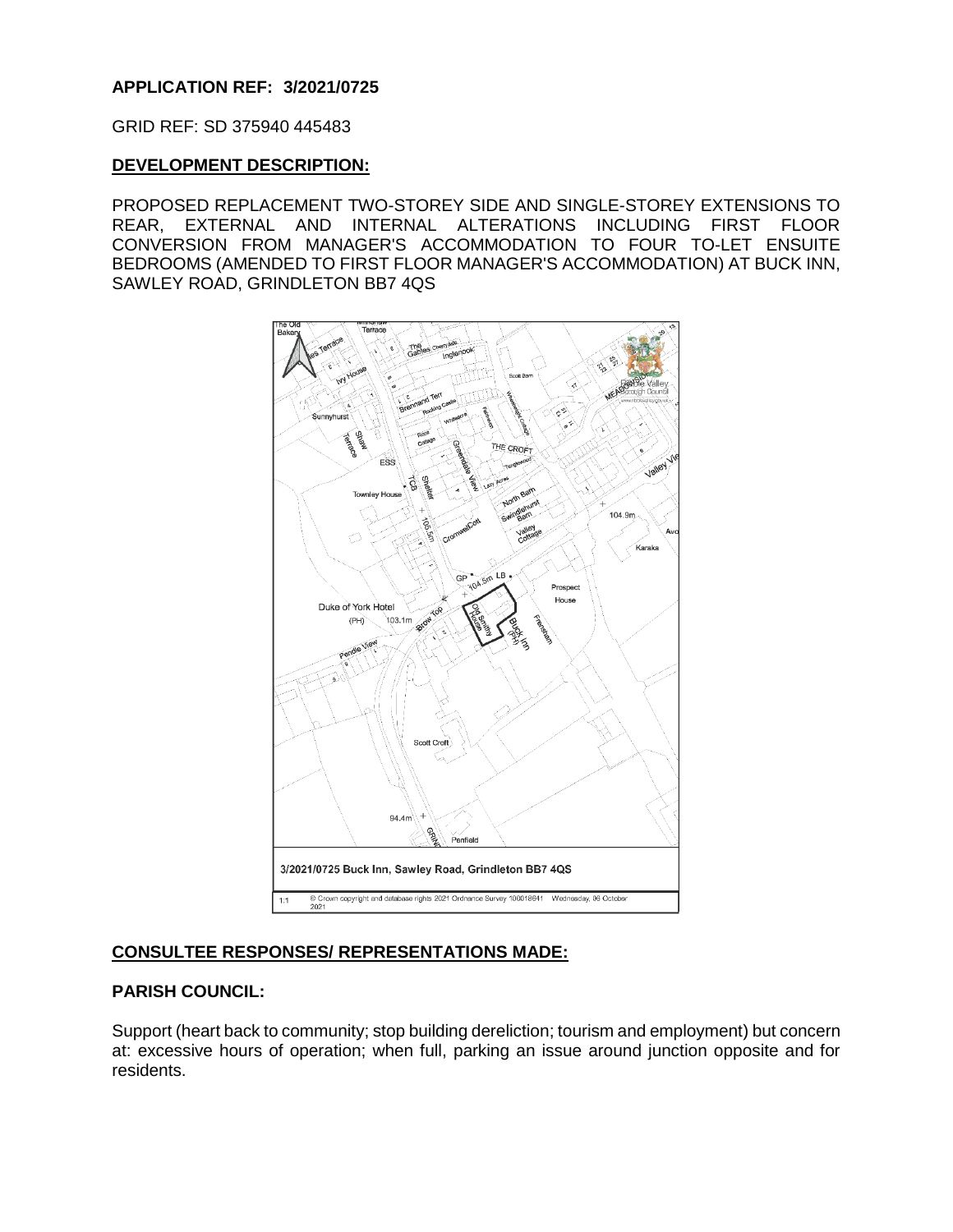**APPLICATION REF: 3/2021/0725**

GRID REF: SD 375940 445483

## DEVELOPMENT DESCRIPTION:

PROPOSED REPLACEMENT TWO-STOREY SIDE AND SINGLE-STOREY EXTENSIONS TO REAR, EXTERNAL AND INTERNAL ALTERATIONS INCLUDING FIRST FLOOR CONVERSION FROM MANAGER'S ACCOMMODATION TO FOUR TO-LET ENSUITE BEDROOMS (AMENDED TO FIRST FLOOR MANAGER'S ACCOMMODATION) AT BUCK INN, SAWLEY ROAD, GRINDLETON BB7 4QS

3/2021/0725 Buck Inn, Sawley Road, Grindleton BB7 4QS

© Crown copyright and database rights 2021 Ordnance Survey 100018641 Wednesday, 06 October 2021

## CONSULTEE RESPONSES/ REPRESENTATIONS MADE:

### PARISH COUNCIL:

Support (heart back to community; stop building dereliction; tourism and employment) but concern at: excessive hours of operation; when full, parking an issue around junction opposite and for residents.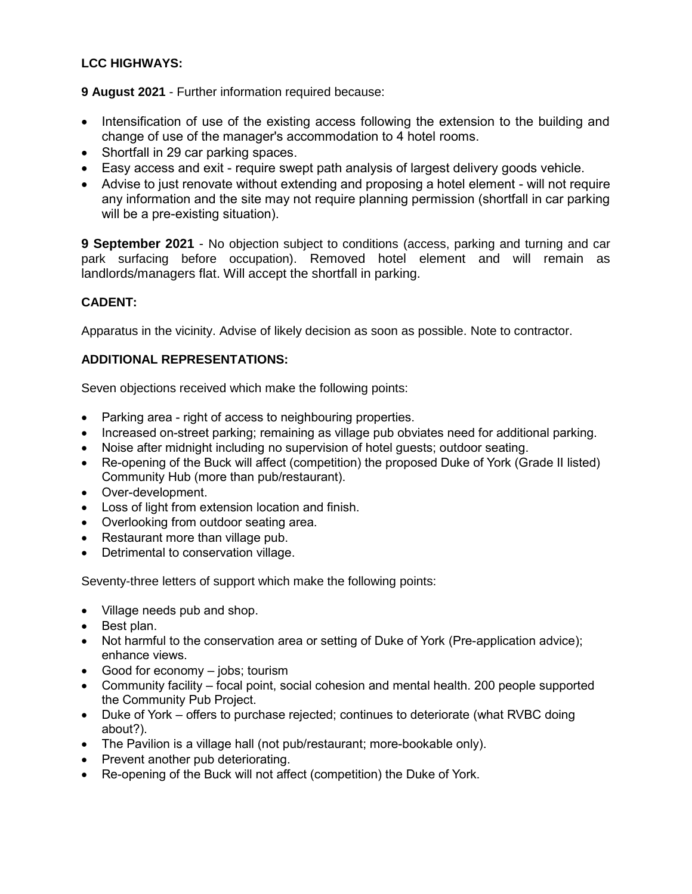**LCC HIGHWAYS:**

**9 August 2021** - Further information required because:

- Intensification of use of the existing access following the extension to the building and change of use of the manager's accommodation to 4 hotel rooms.
- Shortfall in 29 car parking spaces.
- Easy access and exit - require swept path analysis of largest delivery goods vehicle.
- Advise to just renovate without extending and proposing a hotel element - will not require any information and the site may not require planning permission (shortfall in car parking will be a pre-existing situation).

**9 September 2021** - No objection subject to conditions (access, parking and turning and car park surfacing before occupation). Removed hotel element and will remain as landlords/managers flat. Will accept the shortfall in parking.

**CADENT:**

Apparatus in the vicinity. Advise of likely decision as soon as possible. Note to contractor.

**ADDITIONAL REPRESENTATIONS:**

Seven objections received which make the following points:

- Parking area - right of access to neighbouring properties.
- Increased on-street parking; remaining as village pub obviates need for additional parking.
- Noise after midnight including no supervision of hotel guests; outdoor seating.
- Re-opening of the Buck will affect (competition) the proposed Duke of York (Grade II listed) Community Hub (more than pub/restaurant).
- Over-development.
- Loss of light from extension location and finish.
- Overlooking from outdoor seating area.
- Restaurant more than village pub.
- Detrimental to conservation village.

Seventy-three letters of support which make the following points:

- Village needs pub and shop.
- Best plan.
- Not harmful to the conservation area or setting of Duke of York (Pre-application advice); enhance views.
- Good for economy – jobs; tourism
- Community facility – focal point, social cohesion and mental health. 200 people supported the Community Pub Project.
- Duke of York – offers to purchase rejected; continues to deteriorate (what RVBC doing about?).
- The Pavilion is a village hall (not pub/restaurant; more-bookable only).
- Prevent another pub deteriorating.
- Re-opening of the Buck will not affect (competition) the Duke of York.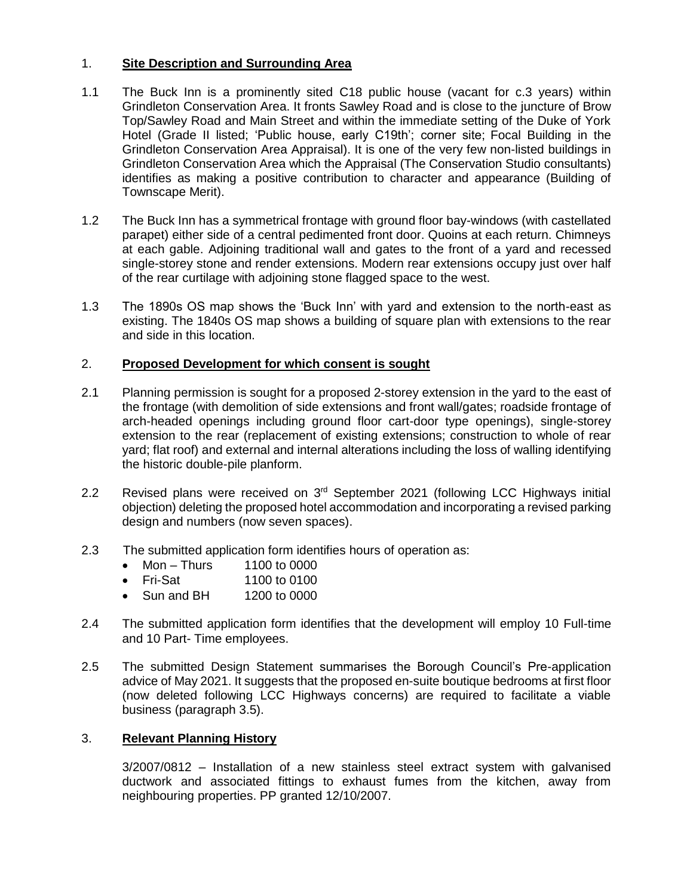## 1. **Site Description and Surrounding Area**

1.1 The Buck Inn is a prominently sited C18 public house (vacant for c.3 years) within Grindleton Conservation Area. It fronts Sawley Road and is close to the juncture of Brow Top/Sawley Road and Main Street and within the immediate setting of the Duke of York Hotel (Grade II listed; 'Public house, early C19th'; corner site; Focal Building in the Grindleton Conservation Area Appraisal). It is one of the very few non-listed buildings in Grindleton Conservation Area which the Appraisal (The Conservation Studio consultants) identifies as making a positive contribution to character and appearance (Building of Townscape Merit).

1.2 The Buck Inn has a symmetrical frontage with ground floor bay-windows (with castellated parapet) either side of a central pedimented front door. Quoins at each return. Chimneys at each gable. Adjoining traditional wall and gates to the front of a yard and recessed single-storey stone and render extensions. Modern rear extensions occupy just over half of the rear curtilage with adjoining stone flagged space to the west.

1.3 The 1890s OS map shows the 'Buck Inn' with yard and extension to the north-east as existing. The 1840s OS map shows a building of square plan with extensions to the rear and side in this location.

## 2. **Proposed Development for which consent is sought**

2.1 Planning permission is sought for a proposed 2-storey extension in the yard to the east of the frontage (with demolition of side extensions and front wall/gates; roadside frontage of arch-headed openings including ground floor cart-door type openings), single-storey extension to the rear (replacement of existing extensions; construction to whole of rear yard; flat roof) and external and internal alterations including the loss of walling identifying the historic double-pile planform.

2.2 Revised plans were received on 3rd September 2021 (following LCC Highways initial objection) deleting the proposed hotel accommodation and incorporating a revised parking design and numbers (now seven spaces).

2.3 The submitted application form identifies hours of operation as:

- Mon – Thurs 1100 to 0000
- Fri-Sat 1100 to 0100
- Sun and BH 1200 to 0000

2.4 The submitted application form identifies that the development will employ 10 Full-time and 10 Part- Time employees.

2.5 The submitted Design Statement summarises the Borough Council's Pre-application advice of May 2021. It suggests that the proposed en-suite boutique bedrooms at first floor (now deleted following LCC Highways concerns) are required to facilitate a viable business (paragraph 3.5).

## 3. **Relevant Planning History**

3/2007/0812 – Installation of a new stainless steel extract system with galvanised ductwork and associated fittings to exhaust fumes from the kitchen, away from neighbouring properties. PP granted 12/10/2007.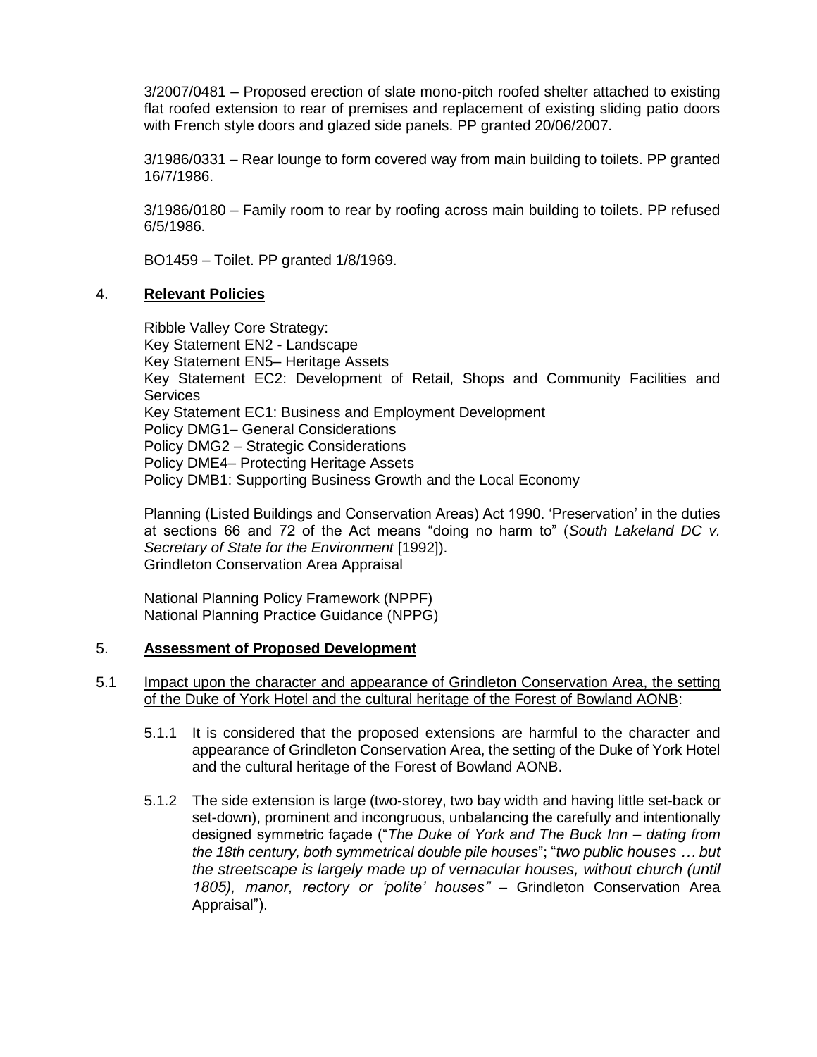3/2007/0481 – Proposed erection of slate mono-pitch roofed shelter attached to existing flat roofed extension to rear of premises and replacement of existing sliding patio doors with French style doors and glazed side panels. PP granted 20/06/2007.

3/1986/0331 – Rear lounge to form covered way from main building to toilets. PP granted 16/7/1986.

3/1986/0180 – Family room to rear by roofing across main building to toilets. PP refused 6/5/1986.

BO1459 – Toilet. PP granted 1/8/1969.

## 4. **Relevant Policies**

Ribble Valley Core Strategy:
Key Statement EN2 - Landscape
Key Statement EN5– Heritage Assets
Key Statement EC2: Development of Retail, Shops and Community Facilities and Services
Key Statement EC1: Business and Employment Development
Policy DMG1– General Considerations
Policy DMG2 – Strategic Considerations
Policy DME4– Protecting Heritage Assets
Policy DMB1: Supporting Business Growth and the Local Economy

Planning (Listed Buildings and Conservation Areas) Act 1990. 'Preservation' in the duties at sections 66 and 72 of the Act means "doing no harm to" (*South Lakeland DC v. Secretary of State for the Environment* [1992]).
Grindleton Conservation Area Appraisal

National Planning Policy Framework (NPPF)
National Planning Practice Guidance (NPPG)

## 5. **Assessment of Proposed Development**

5.1 Impact upon the character and appearance of Grindleton Conservation Area, the setting of the Duke of York Hotel and the cultural heritage of the Forest of Bowland AONB:

5.1.1 It is considered that the proposed extensions are harmful to the character and appearance of Grindleton Conservation Area, the setting of the Duke of York Hotel and the cultural heritage of the Forest of Bowland AONB.

5.1.2 The side extension is large (two-storey, two bay width and having little set-back or set-down), prominent and incongruous, unbalancing the carefully and intentionally designed symmetric façade ("*The Duke of York and The Buck Inn – dating from the 18th century, both symmetrical double pile houses*"; "*two public houses … but the streetscape is largely made up of vernacular houses, without church (until 1805), manor, rectory or 'polite' houses"* – Grindleton Conservation Area Appraisal").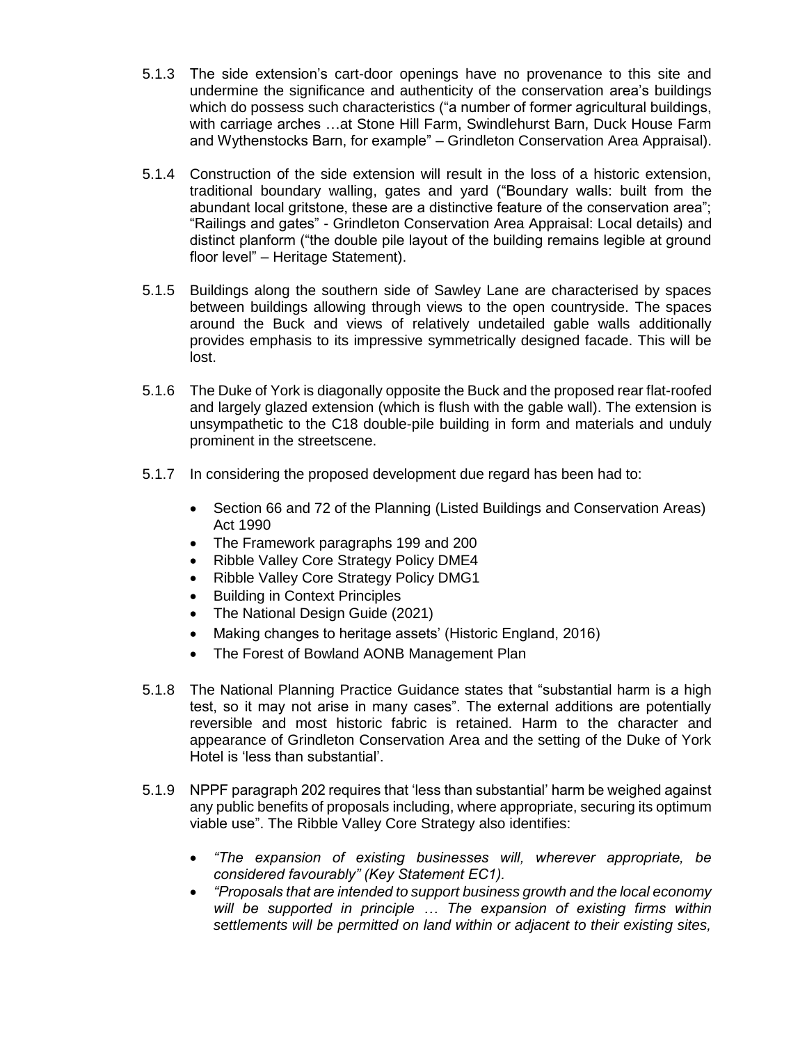5.1.3 The side extension's cart-door openings have no provenance to this site and undermine the significance and authenticity of the conservation area's buildings which do possess such characteristics ("a number of former agricultural buildings, with carriage arches …at Stone Hill Farm, Swindlehurst Barn, Duck House Farm and Wythenstocks Barn, for example" – Grindleton Conservation Area Appraisal).

5.1.4 Construction of the side extension will result in the loss of a historic extension, traditional boundary walling, gates and yard ("Boundary walls: built from the abundant local gritstone, these are a distinctive feature of the conservation area"; "Railings and gates" - Grindleton Conservation Area Appraisal: Local details) and distinct planform ("the double pile layout of the building remains legible at ground floor level" – Heritage Statement).

5.1.5 Buildings along the southern side of Sawley Lane are characterised by spaces between buildings allowing through views to the open countryside. The spaces around the Buck and views of relatively undetailed gable walls additionally provides emphasis to its impressive symmetrically designed facade. This will be lost.

5.1.6 The Duke of York is diagonally opposite the Buck and the proposed rear flat-roofed and largely glazed extension (which is flush with the gable wall). The extension is unsympathetic to the C18 double-pile building in form and materials and unduly prominent in the streetscene.

5.1.7 In considering the proposed development due regard has been had to:

- Section 66 and 72 of the Planning (Listed Buildings and Conservation Areas) Act 1990
- The Framework paragraphs 199 and 200
- Ribble Valley Core Strategy Policy DME4
- Ribble Valley Core Strategy Policy DMG1
- Building in Context Principles
- The National Design Guide (2021)
- Making changes to heritage assets' (Historic England, 2016)
- The Forest of Bowland AONB Management Plan

5.1.8 The National Planning Practice Guidance states that "substantial harm is a high test, so it may not arise in many cases". The external additions are potentially reversible and most historic fabric is retained. Harm to the character and appearance of Grindleton Conservation Area and the setting of the Duke of York Hotel is 'less than substantial'.

5.1.9 NPPF paragraph 202 requires that 'less than substantial' harm be weighed against any public benefits of proposals including, where appropriate, securing its optimum viable use". The Ribble Valley Core Strategy also identifies:

- *"The expansion of existing businesses will, wherever appropriate, be considered favourably" (Key Statement EC1).*
- *"Proposals that are intended to support business growth and the local economy will be supported in principle … The expansion of existing firms within settlements will be permitted on land within or adjacent to their existing sites,*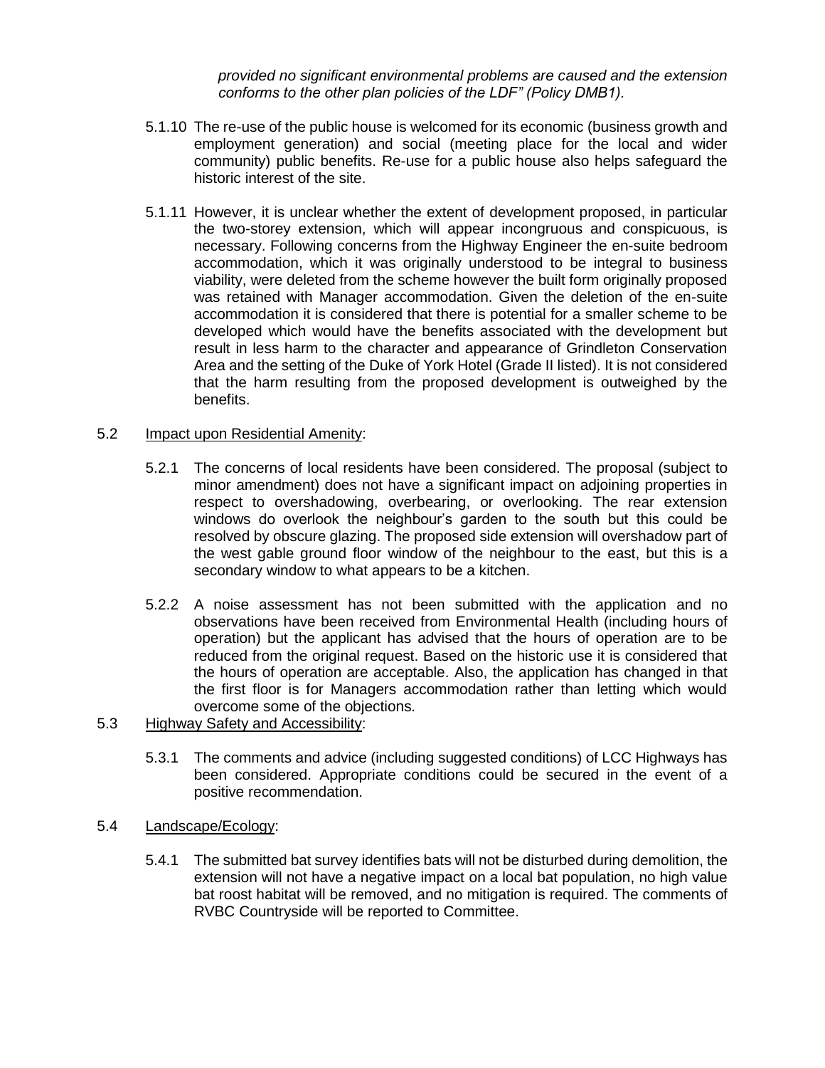*provided no significant environmental problems are caused and the extension conforms to the other plan policies of the LDF" (Policy DMB1).*

5.1.10 The re-use of the public house is welcomed for its economic (business growth and employment generation) and social (meeting place for the local and wider community) public benefits. Re-use for a public house also helps safeguard the historic interest of the site.

5.1.11 However, it is unclear whether the extent of development proposed, in particular the two-storey extension, which will appear incongruous and conspicuous, is necessary. Following concerns from the Highway Engineer the en-suite bedroom accommodation, which it was originally understood to be integral to business viability, were deleted from the scheme however the built form originally proposed was retained with Manager accommodation. Given the deletion of the en-suite accommodation it is considered that there is potential for a smaller scheme to be developed which would have the benefits associated with the development but result in less harm to the character and appearance of Grindleton Conservation Area and the setting of the Duke of York Hotel (Grade II listed). It is not considered that the harm resulting from the proposed development is outweighed by the benefits.

5.2 Impact upon Residential Amenity:

5.2.1 The concerns of local residents have been considered. The proposal (subject to minor amendment) does not have a significant impact on adjoining properties in respect to overshadowing, overbearing, or overlooking. The rear extension windows do overlook the neighbour's garden to the south but this could be resolved by obscure glazing. The proposed side extension will overshadow part of the west gable ground floor window of the neighbour to the east, but this is a secondary window to what appears to be a kitchen.

5.2.2 A noise assessment has not been submitted with the application and no observations have been received from Environmental Health (including hours of operation) but the applicant has advised that the hours of operation are to be reduced from the original request. Based on the historic use it is considered that the hours of operation are acceptable. Also, the application has changed in that the first floor is for Managers accommodation rather than letting which would overcome some of the objections.

5.3 Highway Safety and Accessibility:

5.3.1 The comments and advice (including suggested conditions) of LCC Highways has been considered. Appropriate conditions could be secured in the event of a positive recommendation.

5.4 Landscape/Ecology:

5.4.1 The submitted bat survey identifies bats will not be disturbed during demolition, the extension will not have a negative impact on a local bat population, no high value bat roost habitat will be removed, and no mitigation is required. The comments of RVBC Countryside will be reported to Committee.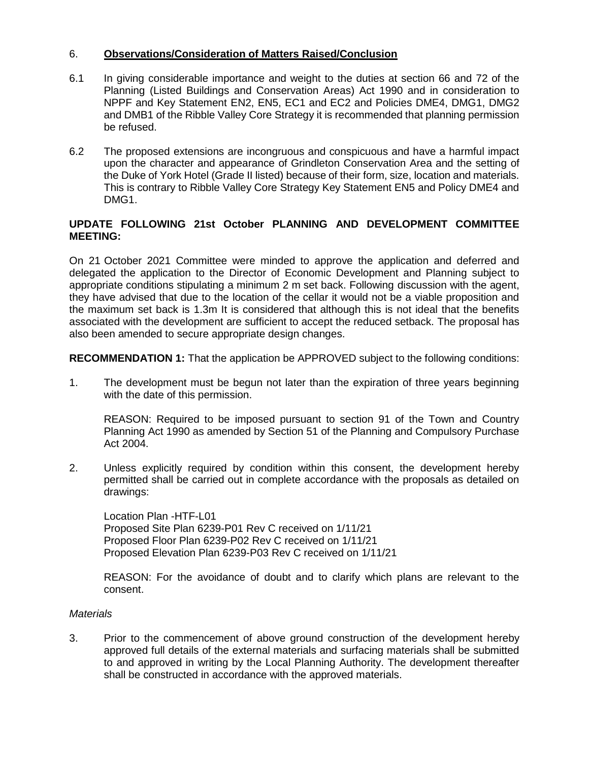6. **Observations/Consideration of Matters Raised/Conclusion**

6.1 In giving considerable importance and weight to the duties at section 66 and 72 of the Planning (Listed Buildings and Conservation Areas) Act 1990 and in consideration to NPPF and Key Statement EN2, EN5, EC1 and EC2 and Policies DME4, DMG1, DMG2 and DMB1 of the Ribble Valley Core Strategy it is recommended that planning permission be refused.

6.2 The proposed extensions are incongruous and conspicuous and have a harmful impact upon the character and appearance of Grindleton Conservation Area and the setting of the Duke of York Hotel (Grade II listed) because of their form, size, location and materials. This is contrary to Ribble Valley Core Strategy Key Statement EN5 and Policy DME4 and DMG1.

**UPDATE FOLLOWING 21st October PLANNING AND DEVELOPMENT COMMITTEE MEETING:**

On 21 October 2021 Committee were minded to approve the application and deferred and delegated the application to the Director of Economic Development and Planning subject to appropriate conditions stipulating a minimum 2 m set back. Following discussion with the agent, they have advised that due to the location of the cellar it would not be a viable proposition and the maximum set back is 1.3m It is considered that although this is not ideal that the benefits associated with the development are sufficient to accept the reduced setback. The proposal has also been amended to secure appropriate design changes.

**RECOMMENDATION 1:** That the application be APPROVED subject to the following conditions:

1. The development must be begun not later than the expiration of three years beginning with the date of this permission.

   REASON: Required to be imposed pursuant to section 91 of the Town and Country Planning Act 1990 as amended by Section 51 of the Planning and Compulsory Purchase Act 2004.

2. Unless explicitly required by condition within this consent, the development hereby permitted shall be carried out in complete accordance with the proposals as detailed on drawings:

   Location Plan -HTF-L01
   Proposed Site Plan 6239-P01 Rev C received on 1/11/21
   Proposed Floor Plan 6239-P02 Rev C received on 1/11/21
   Proposed Elevation Plan 6239-P03 Rev C received on 1/11/21

   REASON: For the avoidance of doubt and to clarify which plans are relevant to the consent.

*Materials*

3. Prior to the commencement of above ground construction of the development hereby approved full details of the external materials and surfacing materials shall be submitted to and approved in writing by the Local Planning Authority. The development thereafter shall be constructed in accordance with the approved materials.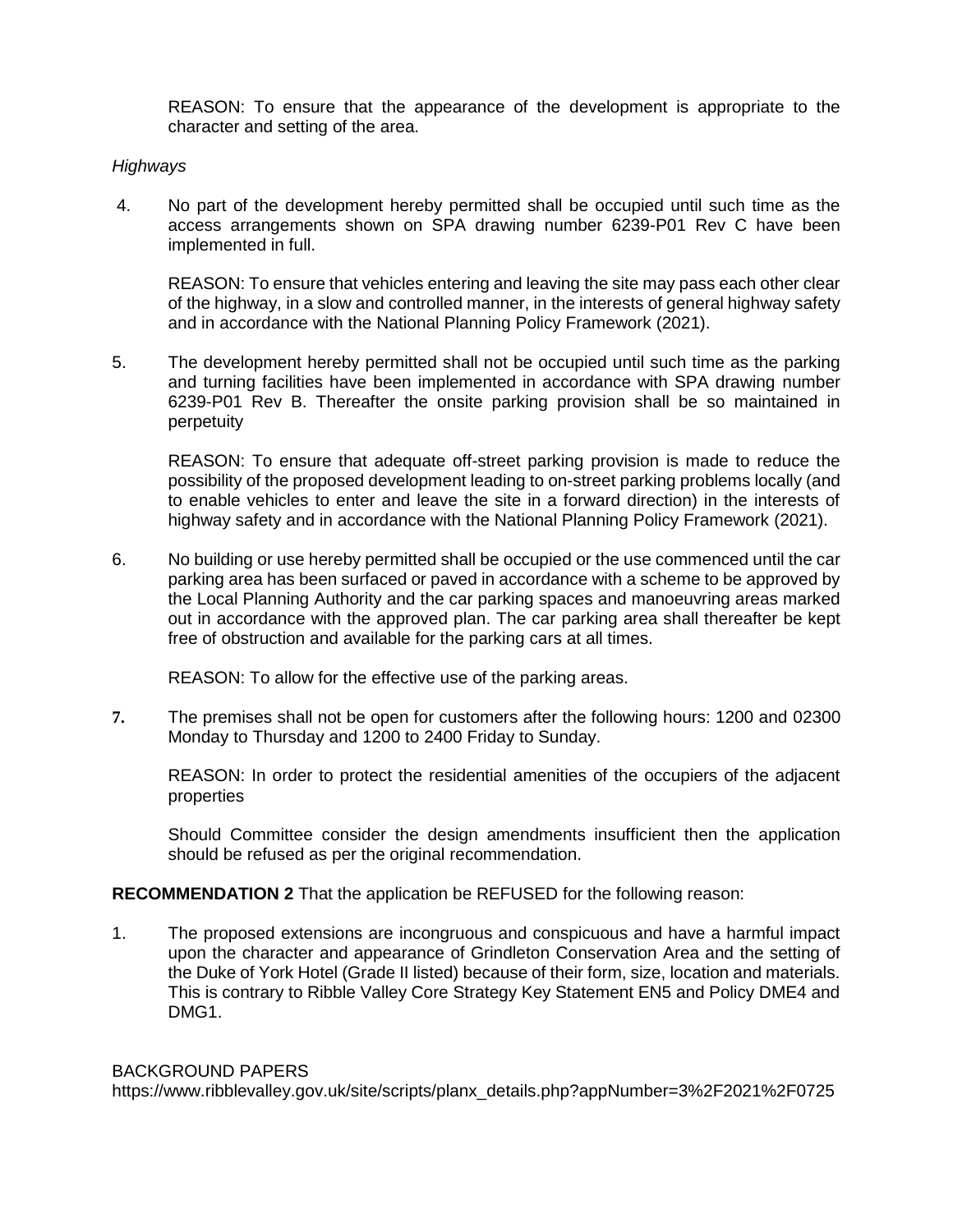REASON: To ensure that the appearance of the development is appropriate to the character and setting of the area.

*Highways*

4. No part of the development hereby permitted shall be occupied until such time as the access arrangements shown on SPA drawing number 6239-P01 Rev C have been implemented in full.

   REASON: To ensure that vehicles entering and leaving the site may pass each other clear of the highway, in a slow and controlled manner, in the interests of general highway safety and in accordance with the National Planning Policy Framework (2021).

5. The development hereby permitted shall not be occupied until such time as the parking and turning facilities have been implemented in accordance with SPA drawing number 6239-P01 Rev B. Thereafter the onsite parking provision shall be so maintained in perpetuity

   REASON: To ensure that adequate off-street parking provision is made to reduce the possibility of the proposed development leading to on-street parking problems locally (and to enable vehicles to enter and leave the site in a forward direction) in the interests of highway safety and in accordance with the National Planning Policy Framework (2021).

6. No building or use hereby permitted shall be occupied or the use commenced until the car parking area has been surfaced or paved in accordance with a scheme to be approved by the Local Planning Authority and the car parking spaces and manoeuvring areas marked out in accordance with the approved plan. The car parking area shall thereafter be kept free of obstruction and available for the parking cars at all times.

   REASON: To allow for the effective use of the parking areas.

**7.** The premises shall not be open for customers after the following hours: 1200 and 02300 Monday to Thursday and 1200 to 2400 Friday to Sunday.

   REASON: In order to protect the residential amenities of the occupiers of the adjacent properties

   Should Committee consider the design amendments insufficient then the application should be refused as per the original recommendation.

**RECOMMENDATION 2** That the application be REFUSED for the following reason:

1. The proposed extensions are incongruous and conspicuous and have a harmful impact upon the character and appearance of Grindleton Conservation Area and the setting of the Duke of York Hotel (Grade II listed) because of their form, size, location and materials. This is contrary to Ribble Valley Core Strategy Key Statement EN5 and Policy DME4 and DMG1.

BACKGROUND PAPERS
https://www.ribblevalley.gov.uk/site/scripts/planx_details.php?appNumber=3%2F2021%2F0725